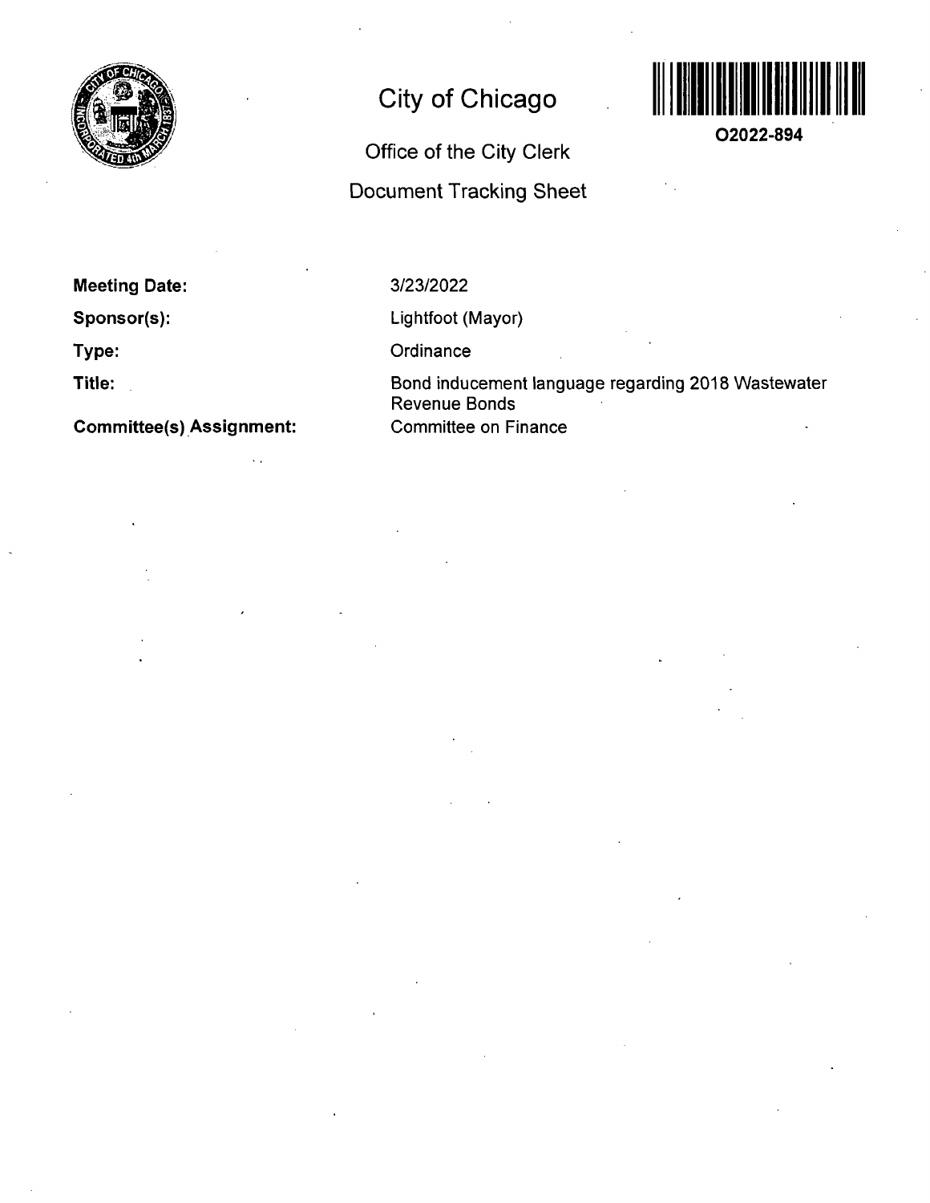# City of Chicago

O2022-894

## Office of the City Clerk

## Document Tracking Sheet

**Meeting Date:** 3/23/2022

**Sponsor(s):** Lightfoot (Mayor)

**Type:** Ordinance

**Title:** Bond inducement language regarding 2018 Wastewater Revenue Bonds

**Committee(s) Assignment:** Committee on Finance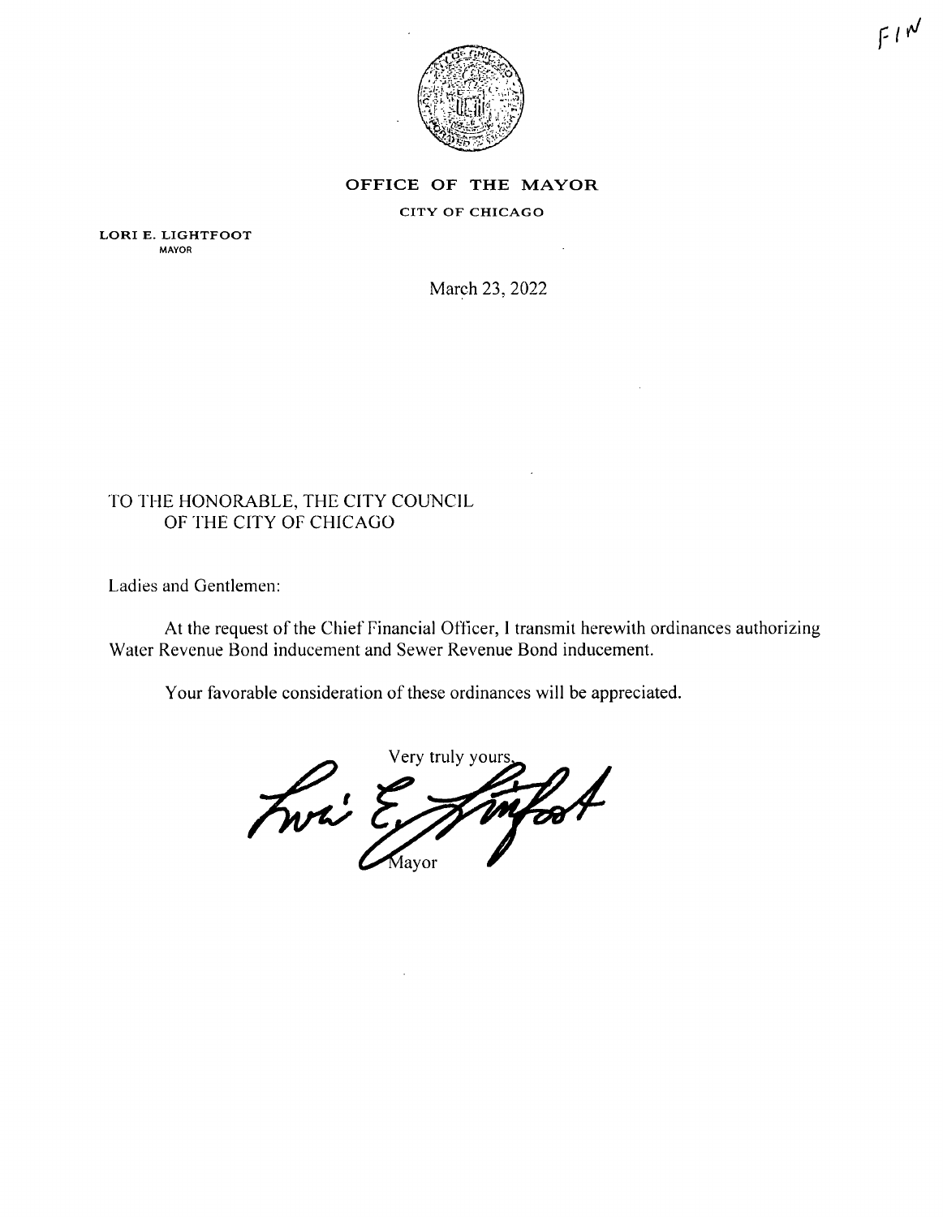F-I-N

**OFFICE OF THE MAYOR**

CITY OF CHICAGO

**LORI E. LIGHTFOOT**
MAYOR

March 23, 2022

TO THE HONORABLE, THE CITY COUNCIL
OF THE CITY OF CHICAGO

Ladies and Gentlemen:

At the request of the Chief Financial Officer, I transmit herewith ordinances authorizing Water Revenue Bond inducement and Sewer Revenue Bond inducement.

Your favorable consideration of these ordinances will be appreciated.

Very truly yours,

Mayor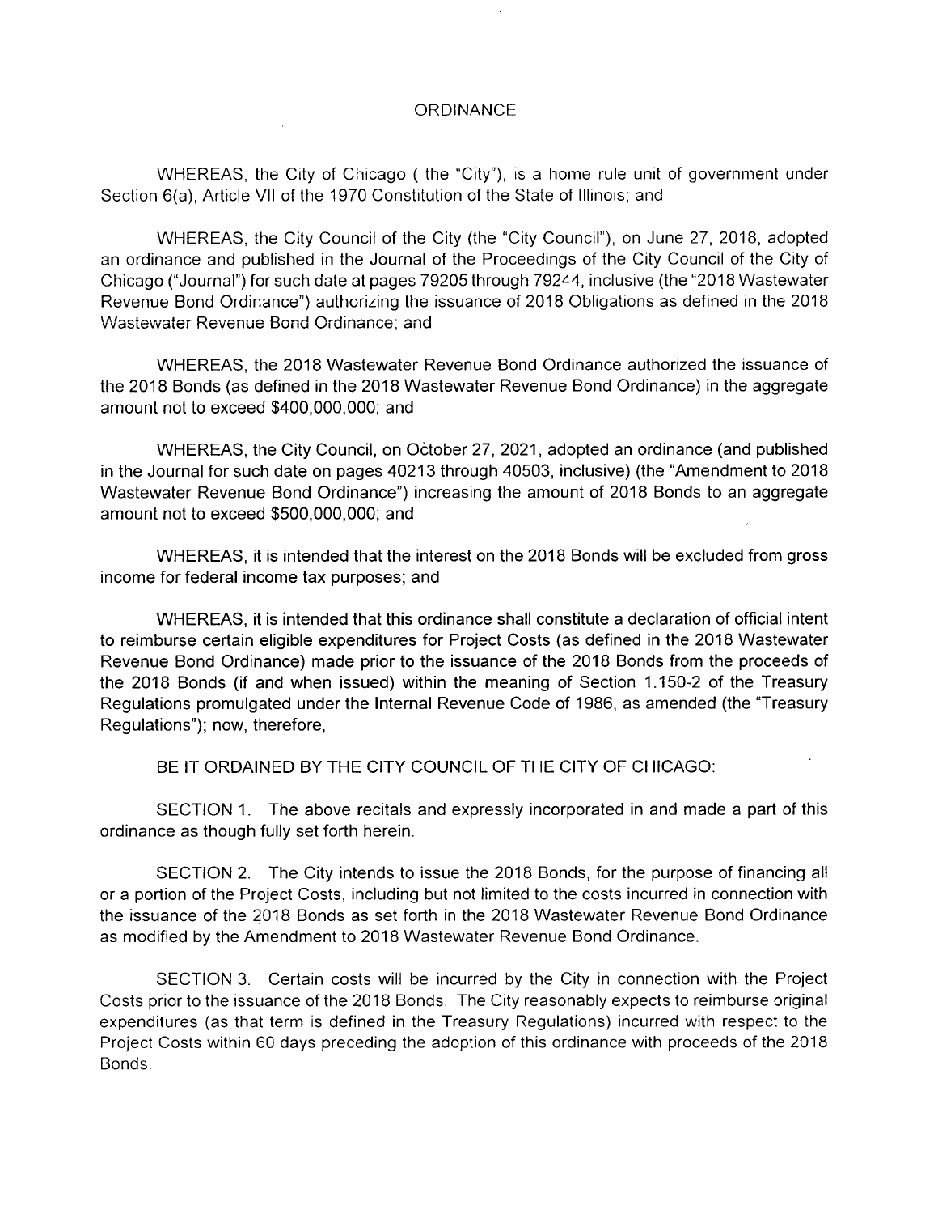ORDINANCE

WHEREAS, the City of Chicago ( the "City"), is a home rule unit of government under Section 6(a), Article VII of the 1970 Constitution of the State of Illinois; and

WHEREAS, the City Council of the City (the "City Council"), on June 27, 2018, adopted an ordinance and published in the Journal of the Proceedings of the City Council of the City of Chicago ("Journal") for such date at pages 79205 through 79244, inclusive (the "2018 Wastewater Revenue Bond Ordinance") authorizing the issuance of 2018 Obligations as defined in the 2018 Wastewater Revenue Bond Ordinance; and

WHEREAS, the 2018 Wastewater Revenue Bond Ordinance authorized the issuance of the 2018 Bonds (as defined in the 2018 Wastewater Revenue Bond Ordinance) in the aggregate amount not to exceed $400,000,000; and

WHEREAS, the City Council, on October 27, 2021, adopted an ordinance (and published in the Journal for such date on pages 40213 through 40503, inclusive) (the "Amendment to 2018 Wastewater Revenue Bond Ordinance") increasing the amount of 2018 Bonds to an aggregate amount not to exceed $500,000,000; and

WHEREAS, it is intended that the interest on the 2018 Bonds will be excluded from gross income for federal income tax purposes; and

WHEREAS, it is intended that this ordinance shall constitute a declaration of official intent to reimburse certain eligible expenditures for Project Costs (as defined in the 2018 Wastewater Revenue Bond Ordinance) made prior to the issuance of the 2018 Bonds from the proceeds of the 2018 Bonds (if and when issued) within the meaning of Section 1.150-2 of the Treasury Regulations promulgated under the Internal Revenue Code of 1986, as amended (the "Treasury Regulations"); now, therefore,

BE IT ORDAINED BY THE CITY COUNCIL OF THE CITY OF CHICAGO:

SECTION 1. The above recitals and expressly incorporated in and made a part of this ordinance as though fully set forth herein.

SECTION 2. The City intends to issue the 2018 Bonds, for the purpose of financing all or a portion of the Project Costs, including but not limited to the costs incurred in connection with the issuance of the 2018 Bonds as set forth in the 2018 Wastewater Revenue Bond Ordinance as modified by the Amendment to 2018 Wastewater Revenue Bond Ordinance.

SECTION 3. Certain costs will be incurred by the City in connection with the Project Costs prior to the issuance of the 2018 Bonds. The City reasonably expects to reimburse original expenditures (as that term is defined in the Treasury Regulations) incurred with respect to the Project Costs within 60 days preceding the adoption of this ordinance with proceeds of the 2018 Bonds.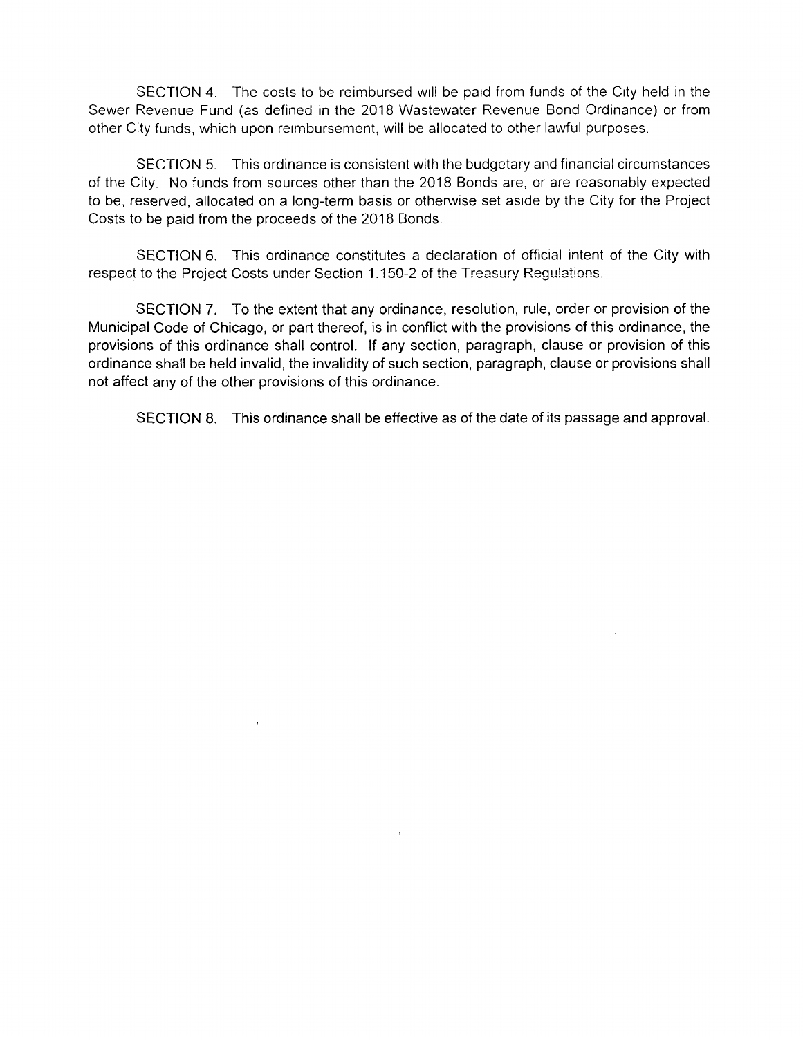SECTION 4. The costs to be reimbursed will be paid from funds of the City held in the Sewer Revenue Fund (as defined in the 2018 Wastewater Revenue Bond Ordinance) or from other City funds, which upon reimbursement, will be allocated to other lawful purposes.

SECTION 5. This ordinance is consistent with the budgetary and financial circumstances of the City. No funds from sources other than the 2018 Bonds are, or are reasonably expected to be, reserved, allocated on a long-term basis or otherwise set aside by the City for the Project Costs to be paid from the proceeds of the 2018 Bonds.

SECTION 6. This ordinance constitutes a declaration of official intent of the City with respect to the Project Costs under Section 1.150-2 of the Treasury Regulations.

SECTION 7. To the extent that any ordinance, resolution, rule, order or provision of the Municipal Code of Chicago, or part thereof, is in conflict with the provisions of this ordinance, the provisions of this ordinance shall control. If any section, paragraph, clause or provision of this ordinance shall be held invalid, the invalidity of such section, paragraph, clause or provisions shall not affect any of the other provisions of this ordinance.

SECTION 8. This ordinance shall be effective as of the date of its passage and approval.